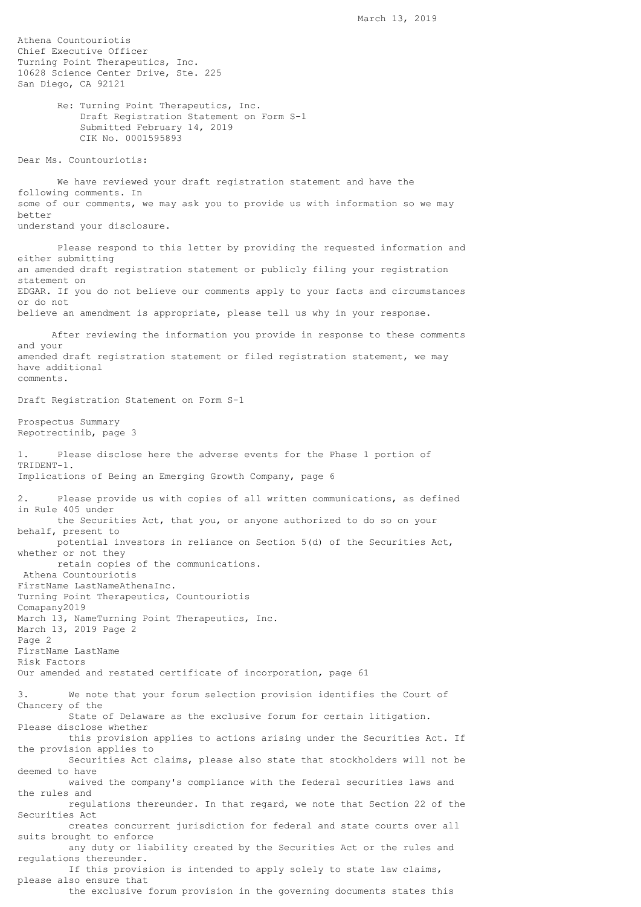March 13, 2019

Athena Countouriotis
Chief Executive Officer
Turning Point Therapeutics, Inc.
10628 Science Center Drive, Ste. 225
San Diego, CA 92121

Re: Turning Point Therapeutics, Inc.
Draft Registration Statement on Form S-1
Submitted February 14, 2019
CIK No. 0001595893

Dear Ms. Countouriotis:

We have reviewed your draft registration statement and have the following comments. In some of our comments, we may ask you to provide us with information so we may better understand your disclosure.

Please respond to this letter by providing the requested information and either submitting an amended draft registration statement or publicly filing your registration statement on EDGAR. If you do not believe our comments apply to your facts and circumstances or do not believe an amendment is appropriate, please tell us why in your response.

After reviewing the information you provide in response to these comments and your amended draft registration statement or filed registration statement, we may have additional comments.

Draft Registration Statement on Form S-1

Prospectus Summary
Repotrectinib, page 3

1. Please disclose here the adverse events for the Phase 1 portion of TRIDENT-1.

Implications of Being an Emerging Growth Company, page 6

2. Please provide us with copies of all written communications, as defined in Rule 405 under the Securities Act, that you, or anyone authorized to do so on your behalf, present to potential investors in reliance on Section 5(d) of the Securities Act, whether or not they retain copies of the communications.

Risk Factors
Our amended and restated certificate of incorporation, page 61

3. We note that your forum selection provision identifies the Court of Chancery of the State of Delaware as the exclusive forum for certain litigation. Please disclose whether this provision applies to actions arising under the Securities Act. If the provision applies to Securities Act claims, please also state that stockholders will not be deemed to have waived the company's compliance with the federal securities laws and the rules and regulations thereunder. In that regard, we note that Section 22 of the Securities Act creates concurrent jurisdiction for federal and state courts over all suits brought to enforce any duty or liability created by the Securities Act or the rules and regulations thereunder. If this provision is intended to apply solely to state law claims, please also ensure that the exclusive forum provision in the governing documents states this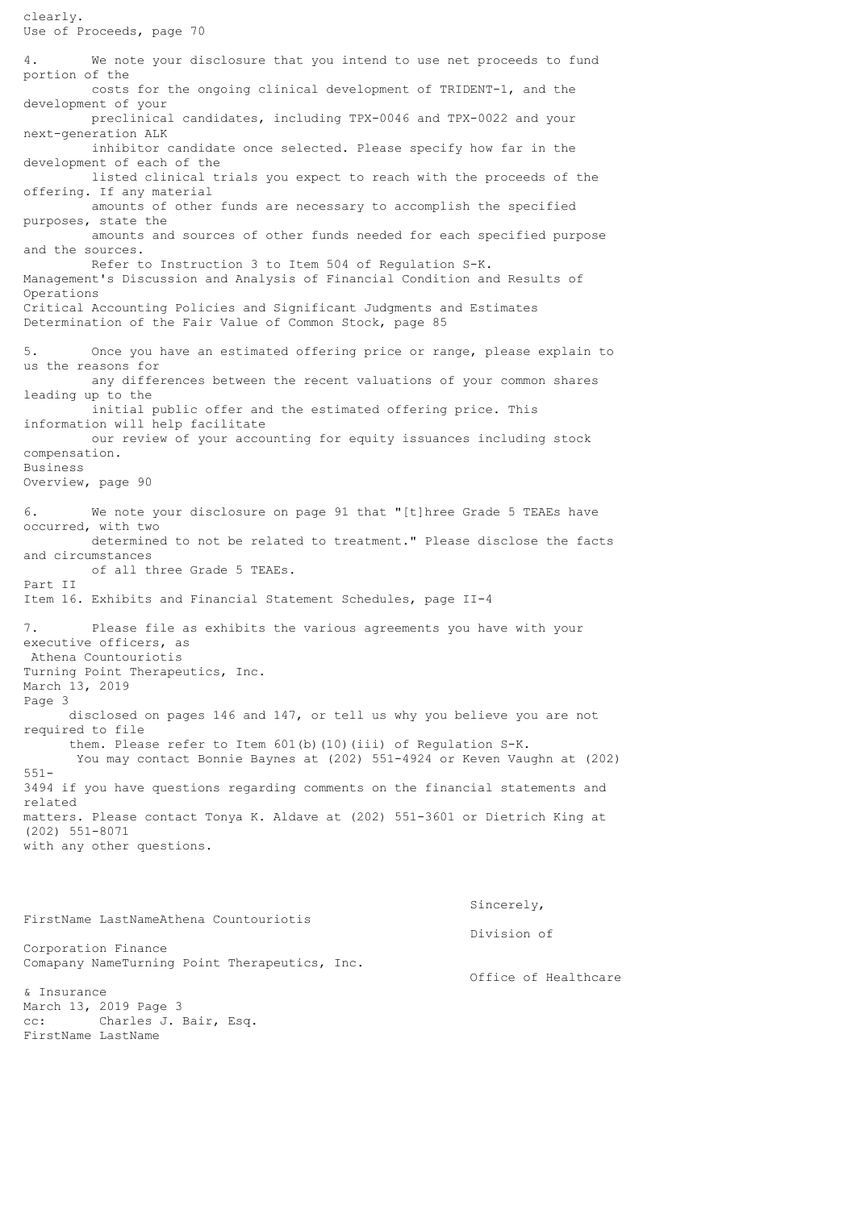clearly.

Use of Proceeds, page 70

4. We note your disclosure that you intend to use net proceeds to fund portion of the costs for the ongoing clinical development of TRIDENT-1, and the development of your preclinical candidates, including TPX-0046 and TPX-0022 and your next-generation ALK inhibitor candidate once selected. Please specify how far in the development of each of the listed clinical trials you expect to reach with the proceeds of the offering. If any material amounts of other funds are necessary to accomplish the specified purposes, state the amounts and sources of other funds needed for each specified purpose and the sources. Refer to Instruction 3 to Item 504 of Regulation S-K.

Management's Discussion and Analysis of Financial Condition and Results of Operations
Critical Accounting Policies and Significant Judgments and Estimates
Determination of the Fair Value of Common Stock, page 85

5. Once you have an estimated offering price or range, please explain to us the reasons for any differences between the recent valuations of your common shares leading up to the initial public offer and the estimated offering price. This information will help facilitate our review of your accounting for equity issuances including stock compensation.

Business
Overview, page 90

6. We note your disclosure on page 91 that "[t]hree Grade 5 TEAEs have occurred, with two determined to not be related to treatment." Please disclose the facts and circumstances of all three Grade 5 TEAEs.

Part II
Item 16. Exhibits and Financial Statement Schedules, page II-4

7. Please file as exhibits the various agreements you have with your executive officers, as disclosed on pages 146 and 147, or tell us why you believe you are not required to file them. Please refer to Item 601(b)(10)(iii) of Regulation S-K.

You may contact Bonnie Baynes at (202) 551-4924 or Keven Vaughn at (202) 551-3494 if you have questions regarding comments on the financial statements and related matters. Please contact Tonya K. Aldave at (202) 551-3601 or Dietrich King at (202) 551-8071 with any other questions.

Sincerely,

Division of Corporation Finance
Office of Healthcare & Insurance

cc: Charles J. Bair, Esq.